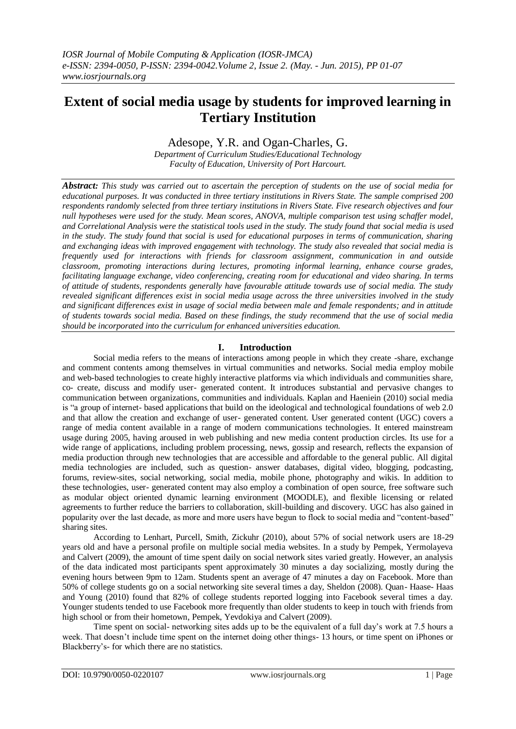# Extent of social media usage by students for improved learning in Tertiary Institution

Adesope, Y.R. and Ogan-Charles, G.

*Department of Curriculum Studies/Educational Technology*
*Faculty of Education, University of Port Harcourt.*

***Abstract:*** *This study was carried out to ascertain the perception of students on the use of social media for educational purposes. It was conducted in three tertiary institutions in Rivers State. The sample comprised 200 respondents randomly selected from three tertiary institutions in Rivers State. Five research objectives and four null hypotheses were used for the study. Mean scores, ANOVA, multiple comparison test using schaffer model, and Correlational Analysis were the statistical tools used in the study. The study found that social media is used in the study. The study found that social is used for educational purposes in terms of communication, sharing and exchanging ideas with improved engagement with technology. The study also revealed that social media is frequently used for interactions with friends for classroom assignment, communication in and outside classroom, promoting interactions during lectures, promoting informal learning, enhance course grades, facilitating language exchange, video conferencing, creating room for educational and video sharing. In terms of attitude of students, respondents generally have favourable attitude towards use of social media. The study revealed significant differences exist in social media usage across the three universities involved in the study and significant differences exist in usage of social media between male and female respondents; and in attitude of students towards social media. Based on these findings, the study recommend that the use of social media should be incorporated into the curriculum for enhanced universities education.*

## I. Introduction

Social media refers to the means of interactions among people in which they create -share, exchange and comment contents among themselves in virtual communities and networks. Social media employ mobile and web-based technologies to create highly interactive platforms via which individuals and communities share, co- create, discuss and modify user- generated content. It introduces substantial and pervasive changes to communication between organizations, communities and individuals. Kaplan and Haenlein (2010) social media is "a group of internet- based applications that build on the ideological and technological foundations of web 2.0 and that allow the creation and exchange of user- generated content. User generated content (UGC) covers a range of media content available in a range of modern communications technologies. It entered mainstream usage during 2005, having aroused in web publishing and new media content production circles. Its use for a wide range of applications, including problem processing, news, gossip and research, reflects the expansion of media production through new technologies that are accessible and affordable to the general public. All digital media technologies are included, such as question- answer databases, digital video, blogging, podcasting, forums, review-sites, social networking, social media, mobile phone, photography and wikis. In addition to these technologies, user- generated content may also employ a combination of open source, free software such as modular object oriented dynamic learning environment (MOODLE), and flexible licensing or related agreements to further reduce the barriers to collaboration, skill-building and discovery. UGC has also gained in popularity over the last decade, as more and more users have begun to flock to social media and "content-based" sharing sites.

According to Lenhart, Purcell, Smith, Zickuhr (2010), about 57% of social network users are 18-29 years old and have a personal profile on multiple social media websites. In a study by Pempek, Yermolayeva and Calvert (2009), the amount of time spent daily on social network sites varied greatly. However, an analysis of the data indicated most participants spent approximately 30 minutes a day socializing, mostly during the evening hours between 9pm to 12am. Students spent an average of 47 minutes a day on Facebook. More than 50% of college students go on a social networking site several times a day, Sheldon (2008). Quan- Haase- Haas and Young (2010) found that 82% of college students reported logging into Facebook several times a day. Younger students tended to use Facebook more frequently than older students to keep in touch with friends from high school or from their hometown, Pempek, Yevdokiya and Calvert (2009).

Time spent on social- networking sites adds up to be the equivalent of a full day's work at 7.5 hours a week. That doesn't include time spent on the internet doing other things- 13 hours, or time spent on iPhones or Blackberry's- for which there are no statistics.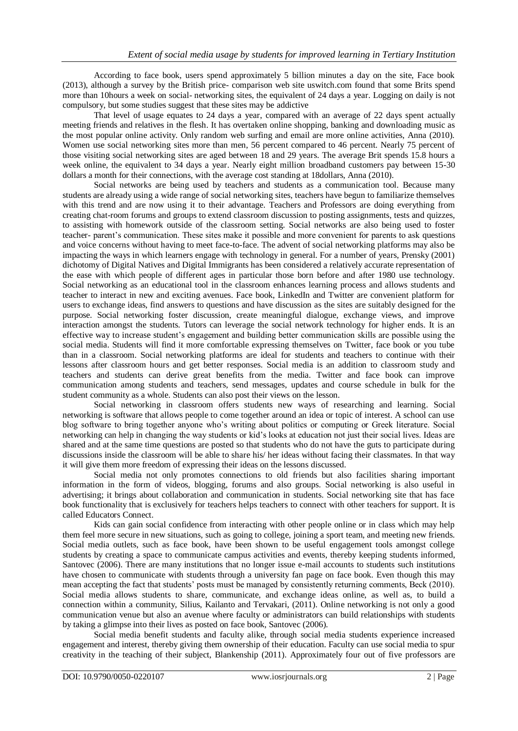According to face book, users spend approximately 5 billion minutes a day on the site, Face book (2013), although a survey by the British price- comparison web site uswitch.com found that some Brits spend more than 10hours a week on social- networking sites, the equivalent of 24 days a year. Logging on daily is not compulsory, but some studies suggest that these sites may be addictive

That level of usage equates to 24 days a year, compared with an average of 22 days spent actually meeting friends and relatives in the flesh. It has overtaken online shopping, banking and downloading music as the most popular online activity. Only random web surfing and email are more online activities, Anna (2010). Women use social networking sites more than men, 56 percent compared to 46 percent. Nearly 75 percent of those visiting social networking sites are aged between 18 and 29 years. The average Brit spends 15.8 hours a week online, the equivalent to 34 days a year. Nearly eight million broadband customers pay between 15-30 dollars a month for their connections, with the average cost standing at 18dollars, Anna (2010).

Social networks are being used by teachers and students as a communication tool. Because many students are already using a wide range of social networking sites, teachers have begun to familiarize themselves with this trend and are now using it to their advantage. Teachers and Professors are doing everything from creating chat-room forums and groups to extend classroom discussion to posting assignments, tests and quizzes, to assisting with homework outside of the classroom setting. Social networks are also being used to foster teacher- parent's communication. These sites make it possible and more convenient for parents to ask questions and voice concerns without having to meet face-to-face. The advent of social networking platforms may also be impacting the ways in which learners engage with technology in general. For a number of years, Prensky (2001) dichotomy of Digital Natives and Digital Immigrants has been considered a relatively accurate representation of the ease with which people of different ages in particular those born before and after 1980 use technology. Social networking as an educational tool in the classroom enhances learning process and allows students and teacher to interact in new and exciting avenues. Face book, LinkedIn and Twitter are convenient platform for users to exchange ideas, find answers to questions and have discussion as the sites are suitably designed for the purpose. Social networking foster discussion, create meaningful dialogue, exchange views, and improve interaction amongst the students. Tutors can leverage the social network technology for higher ends. It is an effective way to increase student's engagement and building better communication skills are possible using the social media. Students will find it more comfortable expressing themselves on Twitter, face book or you tube than in a classroom. Social networking platforms are ideal for students and teachers to continue with their lessons after classroom hours and get better responses. Social media is an addition to classroom study and teachers and students can derive great benefits from the media. Twitter and face book can improve communication among students and teachers, send messages, updates and course schedule in bulk for the student community as a whole. Students can also post their views on the lesson.

Social networking in classroom offers students new ways of researching and learning. Social networking is software that allows people to come together around an idea or topic of interest. A school can use blog software to bring together anyone who's writing about politics or computing or Greek literature. Social networking can help in changing the way students or kid's looks at education not just their social lives. Ideas are shared and at the same time questions are posted so that students who do not have the guts to participate during discussions inside the classroom will be able to share his/ her ideas without facing their classmates. In that way it will give them more freedom of expressing their ideas on the lessons discussed.

Social media not only promotes connections to old friends but also facilities sharing important information in the form of videos, blogging, forums and also groups. Social networking is also useful in advertising; it brings about collaboration and communication in students. Social networking site that has face book functionality that is exclusively for teachers helps teachers to connect with other teachers for support. It is called Educators Connect.

Kids can gain social confidence from interacting with other people online or in class which may help them feel more secure in new situations, such as going to college, joining a sport team, and meeting new friends. Social media outlets, such as face book, have been shown to be useful engagement tools amongst college students by creating a space to communicate campus activities and events, thereby keeping students informed, Santovec (2006). There are many institutions that no longer issue e-mail accounts to students such institutions have chosen to communicate with students through a university fan page on face book. Even though this may mean accepting the fact that students' posts must be managed by consistently returning comments, Beck (2010). Social media allows students to share, communicate, and exchange ideas online, as well as, to build a connection within a community, Silius, Kailanto and Tervakari, (2011). Online networking is not only a good communication venue but also an avenue where faculty or administrators can build relationships with students by taking a glimpse into their lives as posted on face book, Santovec (2006).

Social media benefit students and faculty alike, through social media students experience increased engagement and interest, thereby giving them ownership of their education. Faculty can use social media to spur creativity in the teaching of their subject, Blankenship (2011). Approximately four out of five professors are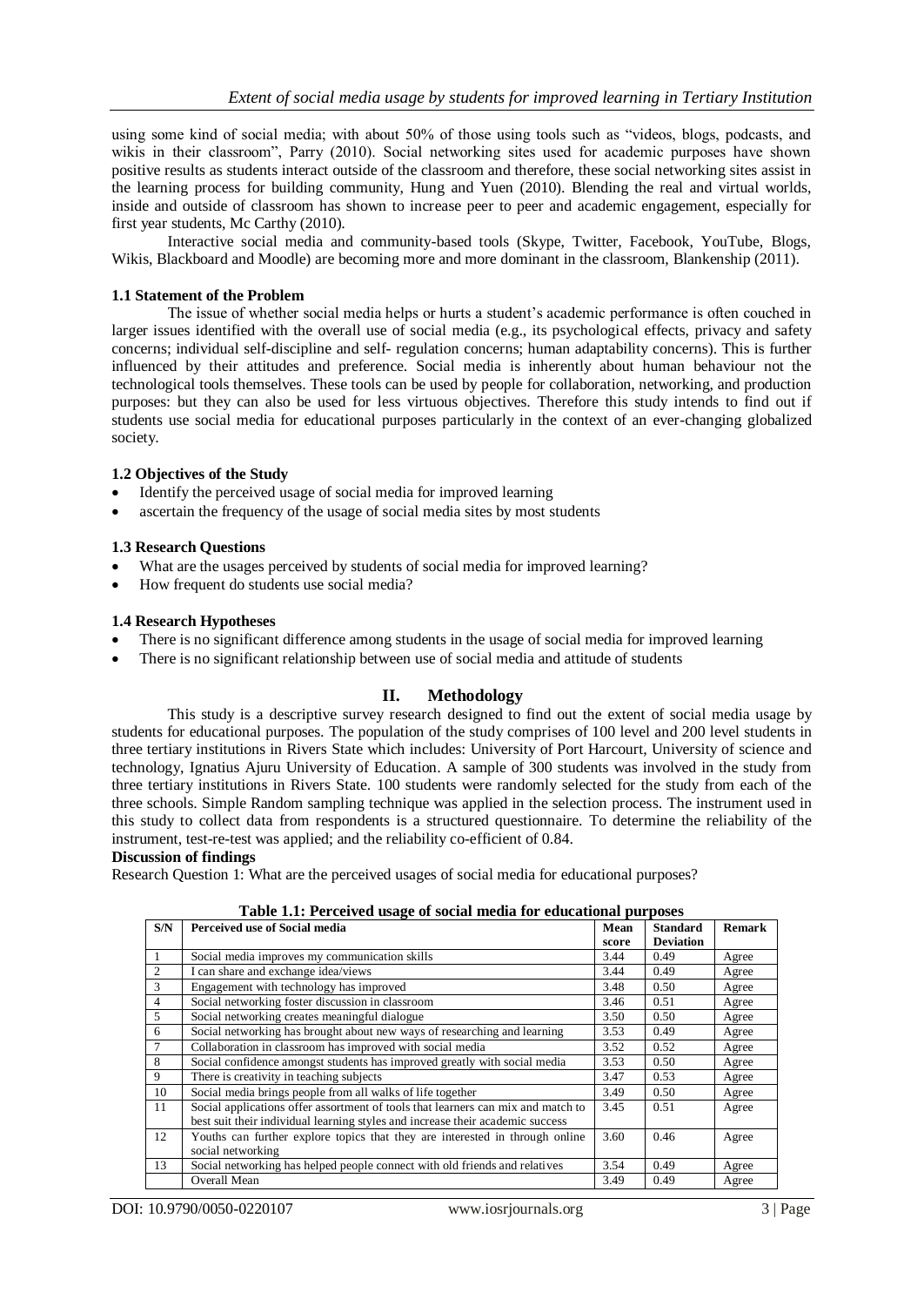using some kind of social media; with about 50% of those using tools such as "videos, blogs, podcasts, and wikis in their classroom", Parry (2010). Social networking sites used for academic purposes have shown positive results as students interact outside of the classroom and therefore, these social networking sites assist in the learning process for building community, Hung and Yuen (2010). Blending the real and virtual worlds, inside and outside of classroom has shown to increase peer to peer and academic engagement, especially for first year students, Mc Carthy (2010).

Interactive social media and community-based tools (Skype, Twitter, Facebook, YouTube, Blogs, Wikis, Blackboard and Moodle) are becoming more and more dominant in the classroom, Blankenship (2011).

### 1.1 Statement of the Problem

The issue of whether social media helps or hurts a student's academic performance is often couched in larger issues identified with the overall use of social media (e.g., its psychological effects, privacy and safety concerns; individual self-discipline and self- regulation concerns; human adaptability concerns). This is further influenced by their attitudes and preference. Social media is inherently about human behaviour not the technological tools themselves. These tools can be used by people for collaboration, networking, and production purposes: but they can also be used for less virtuous objectives. Therefore this study intends to find out if students use social media for educational purposes particularly in the context of an ever-changing globalized society.

### 1.2 Objectives of the Study

- Identify the perceived usage of social media for improved learning
- ascertain the frequency of the usage of social media sites by most students

### 1.3 Research Questions

- What are the usages perceived by students of social media for improved learning?
- How frequent do students use social media?

### 1.4 Research Hypotheses

- There is no significant difference among students in the usage of social media for improved learning
- There is no significant relationship between use of social media and attitude of students

## II. Methodology

This study is a descriptive survey research designed to find out the extent of social media usage by students for educational purposes. The population of the study comprises of 100 level and 200 level students in three tertiary institutions in Rivers State which includes: University of Port Harcourt, University of science and technology, Ignatius Ajuru University of Education. A sample of 300 students was involved in the study from three tertiary institutions in Rivers State. 100 students were randomly selected for the study from each of the three schools. Simple Random sampling technique was applied in the selection process. The instrument used in this study to collect data from respondents is a structured questionnaire. To determine the reliability of the instrument, test-re-test was applied; and the reliability co-efficient of 0.84.

**Discussion of findings**

Research Question 1: What are the perceived usages of social media for educational purposes?

**Table 1.1: Perceived usage of social media for educational purposes**

| S/N | Perceived use of Social media | Mean score | Standard Deviation | Remark |
|---|---|---|---|---|
| 1 | Social media improves my communication skills | 3.44 | 0.49 | Agree |
| 2 | I can share and exchange idea/views | 3.44 | 0.49 | Agree |
| 3 | Engagement with technology has improved | 3.48 | 0.50 | Agree |
| 4 | Social networking foster discussion in classroom | 3.46 | 0.51 | Agree |
| 5 | Social networking creates meaningful dialogue | 3.50 | 0.50 | Agree |
| 6 | Social networking has brought about new ways of researching and learning | 3.53 | 0.49 | Agree |
| 7 | Collaboration in classroom has improved with social media | 3.52 | 0.52 | Agree |
| 8 | Social confidence amongst students has improved greatly with social media | 3.53 | 0.50 | Agree |
| 9 | There is creativity in teaching subjects | 3.47 | 0.53 | Agree |
| 10 | Social media brings people from all walks of life together | 3.49 | 0.50 | Agree |
| 11 | Social applications offer assortment of tools that learners can mix and match to best suit their individual learning styles and increase their academic success | 3.45 | 0.51 | Agree |
| 12 | Youths can further explore topics that they are interested in through online social networking | 3.60 | 0.46 | Agree |
| 13 | Social networking has helped people connect with old friends and relatives | 3.54 | 0.49 | Agree |
| | Overall Mean | 3.49 | 0.49 | Agree |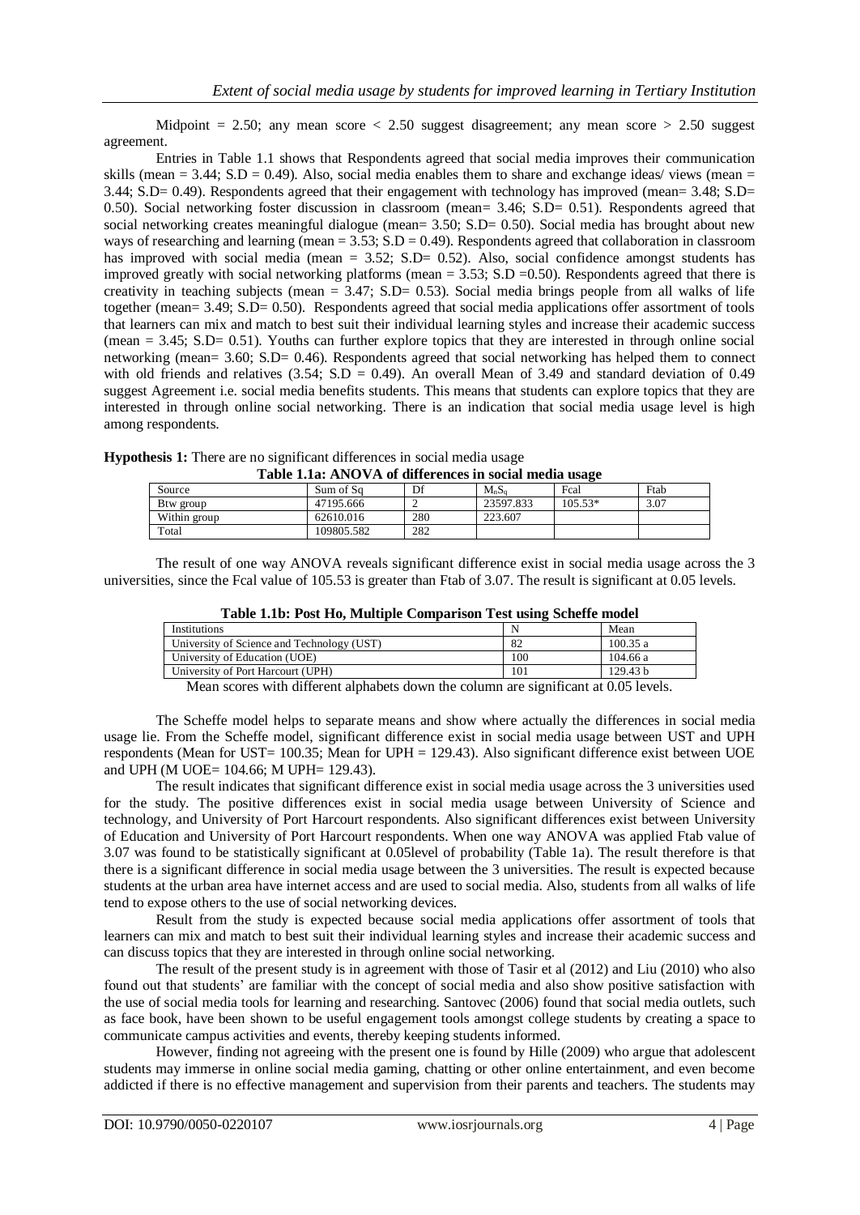Midpoint = 2.50; any mean score < 2.50 suggest disagreement; any mean score > 2.50 suggest agreement.

Entries in Table 1.1 shows that Respondents agreed that social media improves their communication skills (mean = 3.44; S.D = 0.49). Also, social media enables them to share and exchange ideas/ views (mean = 3.44; S.D= 0.49). Respondents agreed that their engagement with technology has improved (mean= 3.48; S.D= 0.50). Social networking foster discussion in classroom (mean= 3.46; S.D= 0.51). Respondents agreed that social networking creates meaningful dialogue (mean= 3.50; S.D= 0.50). Social media has brought about new ways of researching and learning (mean = 3.53; S.D = 0.49). Respondents agreed that collaboration in classroom has improved with social media (mean = 3.52; S.D= 0.52). Also, social confidence amongst students has improved greatly with social networking platforms (mean = 3.53; S.D =0.50). Respondents agreed that there is creativity in teaching subjects (mean = 3.47; S.D= 0.53). Social media brings people from all walks of life together (mean= 3.49; S.D= 0.50). Respondents agreed that social media applications offer assortment of tools that learners can mix and match to best suit their individual learning styles and increase their academic success (mean = 3.45; S.D= 0.51). Youths can further explore topics that they are interested in through online social networking (mean= 3.60; S.D= 0.46). Respondents agreed that social networking has helped them to connect with old friends and relatives (3.54; S.D = 0.49). An overall Mean of 3.49 and standard deviation of 0.49 suggest Agreement i.e. social media benefits students. This means that students can explore topics that they are interested in through online social networking. There is an indication that social media usage level is high among respondents.

**Hypothesis 1:** There are no significant differences in social media usage

**Table 1.1a: ANOVA of differences in social media usage**

| Source | Sum of Sq | Df | $M_nS_q$ | Fcal | Ftab |
|---|---|---|---|---|---|
| Btw group | 47195.666 | 2 | 23597.833 | 105.53* | 3.07 |
| Within group | 62610.016 | 280 | 223.607 | | |
| Total | 109805.582 | 282 | | | |

The result of one way ANOVA reveals significant difference exist in social media usage across the 3 universities, since the Fcal value of 105.53 is greater than Ftab of 3.07. The result is significant at 0.05 levels.

**Table 1.1b: Post Ho, Multiple Comparison Test using Scheffe model**

| Institutions | N | Mean |
|---|---|---|
| University of Science and Technology (UST) | 82 | 100.35 a |
| University of Education (UOE) | 100 | 104.66 a |
| University of Port Harcourt (UPH) | 101 | 129.43 b |

Mean scores with different alphabets down the column are significant at 0.05 levels.

The Scheffe model helps to separate means and show where actually the differences in social media usage lie. From the Scheffe model, significant difference exist in social media usage between UST and UPH respondents (Mean for UST= 100.35; Mean for UPH = 129.43). Also significant difference exist between UOE and UPH (M UOE= 104.66; M UPH= 129.43).

The result indicates that significant difference exist in social media usage across the 3 universities used for the study. The positive differences exist in social media usage between University of Science and technology, and University of Port Harcourt respondents. Also significant differences exist between University of Education and University of Port Harcourt respondents. When one way ANOVA was applied Ftab value of 3.07 was found to be statistically significant at 0.05level of probability (Table 1a). The result therefore is that there is a significant difference in social media usage between the 3 universities. The result is expected because students at the urban area have internet access and are used to social media. Also, students from all walks of life tend to expose others to the use of social networking devices.

Result from the study is expected because social media applications offer assortment of tools that learners can mix and match to best suit their individual learning styles and increase their academic success and can discuss topics that they are interested in through online social networking.

The result of the present study is in agreement with those of Tasir et al (2012) and Liu (2010) who also found out that students' are familiar with the concept of social media and also show positive satisfaction with the use of social media tools for learning and researching. Santovec (2006) found that social media outlets, such as face book, have been shown to be useful engagement tools amongst college students by creating a space to communicate campus activities and events, thereby keeping students informed.

However, finding not agreeing with the present one is found by Hille (2009) who argue that adolescent students may immerse in online social media gaming, chatting or other online entertainment, and even become addicted if there is no effective management and supervision from their parents and teachers. The students may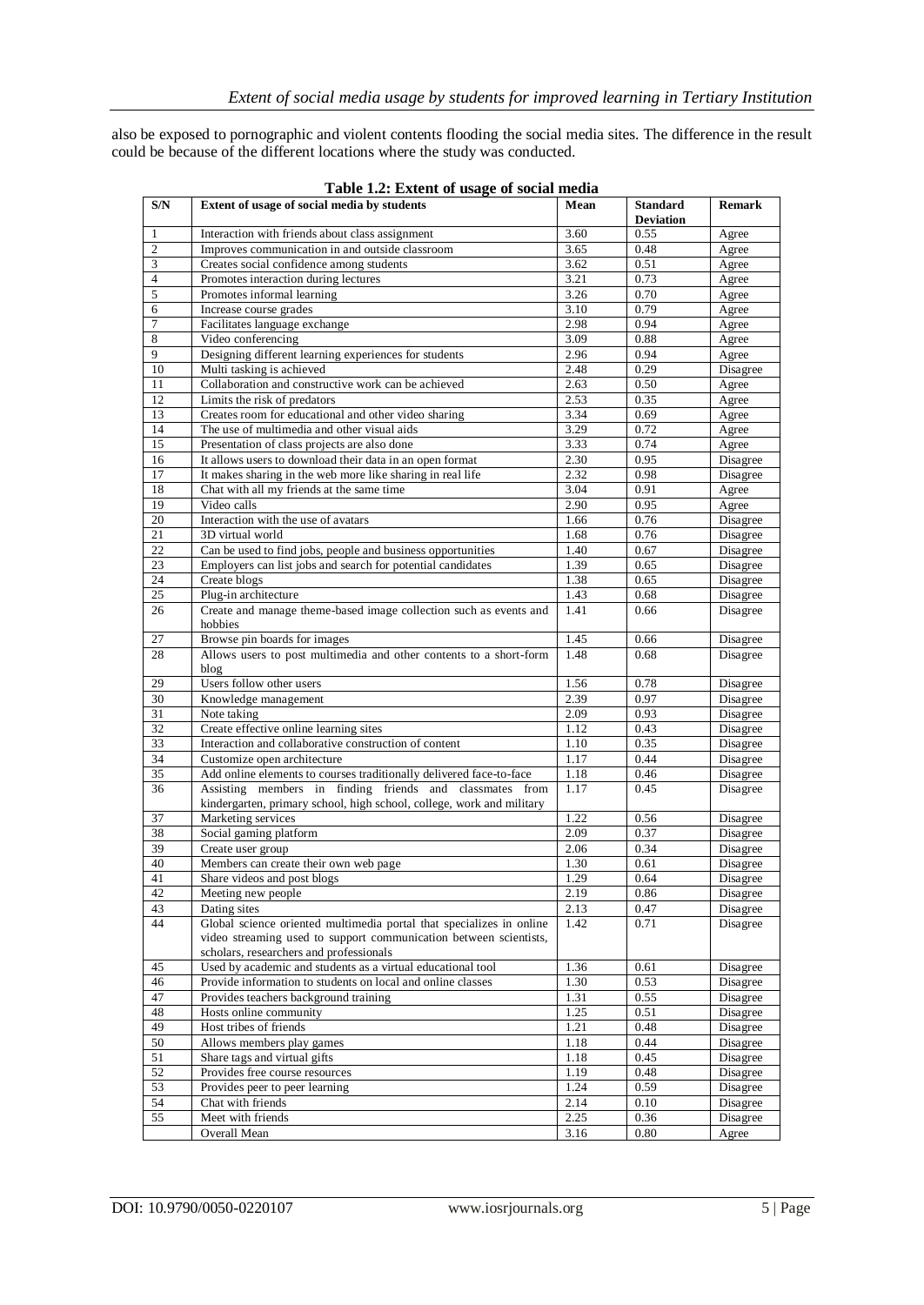also be exposed to pornographic and violent contents flooding the social media sites. The difference in the result could be because of the different locations where the study was conducted.

**Table 1.2: Extent of usage of social media**

| S/N | Extent of usage of social media by students | Mean | Standard Deviation | Remark |
|---|---|---|---|---|
| 1 | Interaction with friends about class assignment | 3.60 | 0.55 | Agree |
| 2 | Improves communication in and outside classroom | 3.65 | 0.48 | Agree |
| 3 | Creates social confidence among students | 3.62 | 0.51 | Agree |
| 4 | Promotes interaction during lectures | 3.21 | 0.73 | Agree |
| 5 | Promotes informal learning | 3.26 | 0.70 | Agree |
| 6 | Increase course grades | 3.10 | 0.79 | Agree |
| 7 | Facilitates language exchange | 2.98 | 0.94 | Agree |
| 8 | Video conferencing | 3.09 | 0.88 | Agree |
| 9 | Designing different learning experiences for students | 2.96 | 0.94 | Agree |
| 10 | Multi tasking is achieved | 2.48 | 0.29 | Disagree |
| 11 | Collaboration and constructive work can be achieved | 2.63 | 0.50 | Agree |
| 12 | Limits the risk of predators | 2.53 | 0.35 | Agree |
| 13 | Creates room for educational and other video sharing | 3.34 | 0.69 | Agree |
| 14 | The use of multimedia and other visual aids | 3.29 | 0.72 | Agree |
| 15 | Presentation of class projects are also done | 3.33 | 0.74 | Agree |
| 16 | It allows users to download their data in an open format | 2.30 | 0.95 | Disagree |
| 17 | It makes sharing in the web more like sharing in real life | 2.32 | 0.98 | Disagree |
| 18 | Chat with all my friends at the same time | 3.04 | 0.91 | Agree |
| 19 | Video calls | 2.90 | 0.95 | Agree |
| 20 | Interaction with the use of avatars | 1.66 | 0.76 | Disagree |
| 21 | 3D virtual world | 1.68 | 0.76 | Disagree |
| 22 | Can be used to find jobs, people and business opportunities | 1.40 | 0.67 | Disagree |
| 23 | Employers can list jobs and search for potential candidates | 1.39 | 0.65 | Disagree |
| 24 | Create blogs | 1.38 | 0.65 | Disagree |
| 25 | Plug-in architecture | 1.43 | 0.68 | Disagree |
| 26 | Create and manage theme-based image collection such as events and hobbies | 1.41 | 0.66 | Disagree |
| 27 | Browse pin boards for images | 1.45 | 0.66 | Disagree |
| 28 | Allows users to post multimedia and other contents to a short-form blog | 1.48 | 0.68 | Disagree |
| 29 | Users follow other users | 1.56 | 0.78 | Disagree |
| 30 | Knowledge management | 2.39 | 0.97 | Disagree |
| 31 | Note taking | 2.09 | 0.93 | Disagree |
| 32 | Create effective online learning sites | 1.12 | 0.43 | Disagree |
| 33 | Interaction and collaborative construction of content | 1.10 | 0.35 | Disagree |
| 34 | Customize open architecture | 1.17 | 0.44 | Disagree |
| 35 | Add online elements to courses traditionally delivered face-to-face | 1.18 | 0.46 | Disagree |
| 36 | Assisting members in finding friends and classmates from kindergarten, primary school, high school, college, work and military | 1.17 | 0.45 | Disagree |
| 37 | Marketing services | 1.22 | 0.56 | Disagree |
| 38 | Social gaming platform | 2.09 | 0.37 | Disagree |
| 39 | Create user group | 2.06 | 0.34 | Disagree |
| 40 | Members can create their own web page | 1.30 | 0.61 | Disagree |
| 41 | Share videos and post blogs | 1.29 | 0.64 | Disagree |
| 42 | Meeting new people | 2.19 | 0.86 | Disagree |
| 43 | Dating sites | 2.13 | 0.47 | Disagree |
| 44 | Global science oriented multimedia portal that specializes in online video streaming used to support communication between scientists, scholars, researchers and professionals | 1.42 | 0.71 | Disagree |
| 45 | Used by academic and students as a virtual educational tool | 1.36 | 0.61 | Disagree |
| 46 | Provide information to students on local and online classes | 1.30 | 0.53 | Disagree |
| 47 | Provides teachers background training | 1.31 | 0.55 | Disagree |
| 48 | Hosts online community | 1.25 | 0.51 | Disagree |
| 49 | Host tribes of friends | 1.21 | 0.48 | Disagree |
| 50 | Allows members play games | 1.18 | 0.44 | Disagree |
| 51 | Share tags and virtual gifts | 1.18 | 0.45 | Disagree |
| 52 | Provides free course resources | 1.19 | 0.48 | Disagree |
| 53 | Provides peer to peer learning | 1.24 | 0.59 | Disagree |
| 54 | Chat with friends | 2.14 | 0.10 | Disagree |
| 55 | Meet with friends | 2.25 | 0.36 | Disagree |
| | Overall Mean | 3.16 | 0.80 | Agree |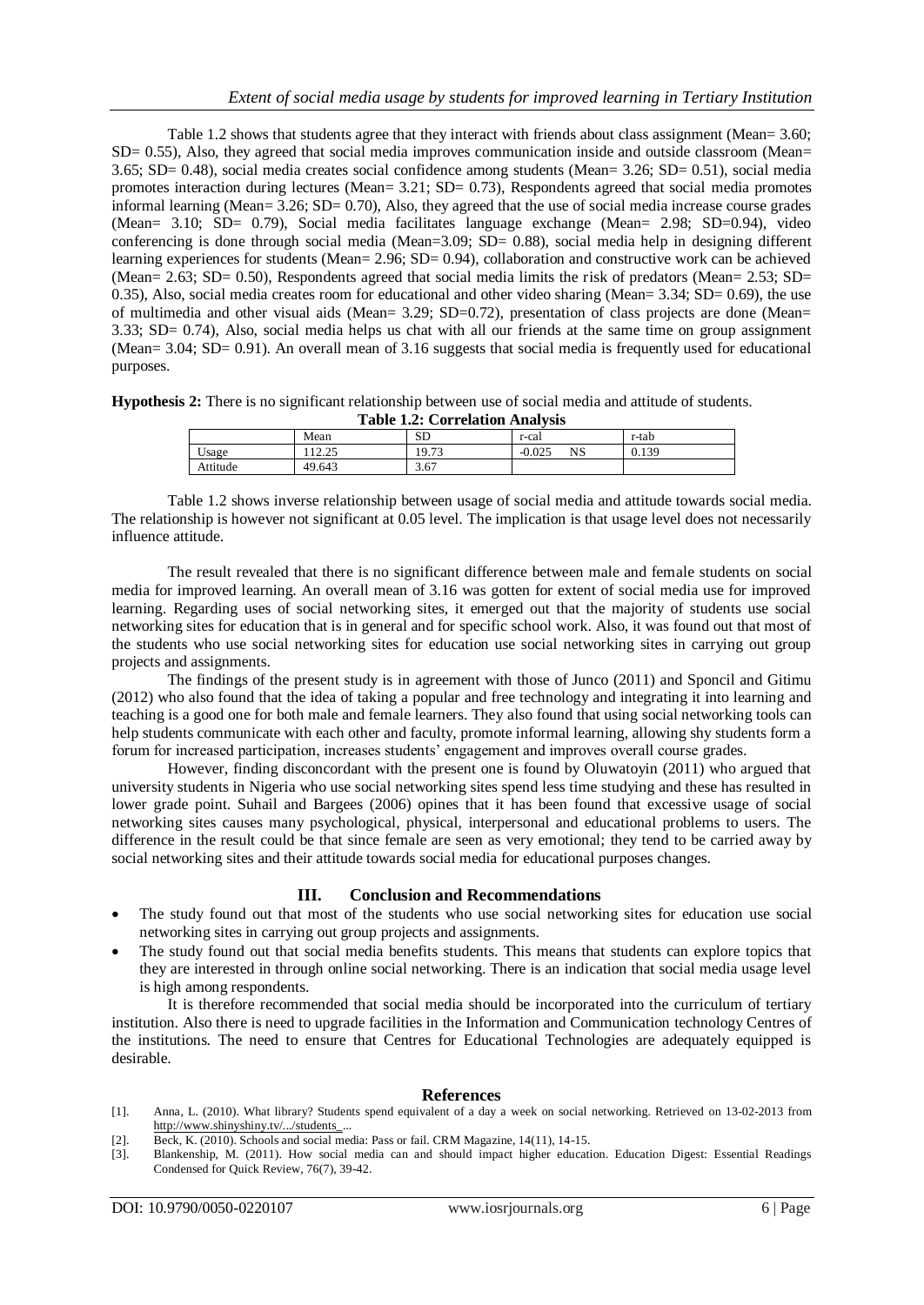Table 1.2 shows that students agree that they interact with friends about class assignment (Mean= 3.60; SD= 0.55), Also, they agreed that social media improves communication inside and outside classroom (Mean= 3.65; SD= 0.48), social media creates social confidence among students (Mean= 3.26; SD= 0.51), social media promotes interaction during lectures (Mean= 3.21; SD= 0.73), Respondents agreed that social media promotes informal learning (Mean= 3.26; SD= 0.70), Also, they agreed that the use of social media increase course grades (Mean= 3.10; SD= 0.79), Social media facilitates language exchange (Mean= 2.98; SD=0.94), video conferencing is done through social media (Mean=3.09; SD= 0.88), social media help in designing different learning experiences for students (Mean= 2.96; SD= 0.94), collaboration and constructive work can be achieved (Mean= 2.63; SD= 0.50), Respondents agreed that social media limits the risk of predators (Mean= 2.53; SD= 0.35), Also, social media creates room for educational and other video sharing (Mean= 3.34; SD= 0.69), the use of multimedia and other visual aids (Mean= 3.29; SD=0.72), presentation of class projects are done (Mean= 3.33; SD= 0.74), Also, social media helps us chat with all our friends at the same time on group assignment (Mean= 3.04; SD= 0.91). An overall mean of 3.16 suggests that social media is frequently used for educational purposes.

**Hypothesis 2:** There is no significant relationship between use of social media and attitude of students.

**Table 1.2: Correlation Analysis**

| | Mean | SD | r-cal | r-tab |
|---|---|---|---|---|
| Usage | 112.25 | 19.73 | -0.025 NS | 0.139 |
| Attitude | 49.643 | 3.67 | | |

Table 1.2 shows inverse relationship between usage of social media and attitude towards social media. The relationship is however not significant at 0.05 level. The implication is that usage level does not necessarily influence attitude.

The result revealed that there is no significant difference between male and female students on social media for improved learning. An overall mean of 3.16 was gotten for extent of social media use for improved learning. Regarding uses of social networking sites, it emerged out that the majority of students use social networking sites for education that is in general and for specific school work. Also, it was found out that most of the students who use social networking sites for education use social networking sites in carrying out group projects and assignments.

The findings of the present study is in agreement with those of Junco (2011) and Sponcil and Gitimu (2012) who also found that the idea of taking a popular and free technology and integrating it into learning and teaching is a good one for both male and female learners. They also found that using social networking tools can help students communicate with each other and faculty, promote informal learning, allowing shy students form a forum for increased participation, increases students' engagement and improves overall course grades.

However, finding disconcordant with the present one is found by Oluwatoyin (2011) who argued that university students in Nigeria who use social networking sites spend less time studying and these has resulted in lower grade point. Suhail and Bargees (2006) opines that it has been found that excessive usage of social networking sites causes many psychological, physical, interpersonal and educational problems to users. The difference in the result could be that since female are seen as very emotional; they tend to be carried away by social networking sites and their attitude towards social media for educational purposes changes.

## III. Conclusion and Recommendations

- The study found out that most of the students who use social networking sites for education use social networking sites in carrying out group projects and assignments.
- The study found out that social media benefits students. This means that students can explore topics that they are interested in through online social networking. There is an indication that social media usage level is high among respondents.

It is therefore recommended that social media should be incorporated into the curriculum of tertiary institution. Also there is need to upgrade facilities in the Information and Communication technology Centres of the institutions. The need to ensure that Centres for Educational Technologies are adequately equipped is desirable.

## References

[1]. Anna, L. (2010). What library? Students spend equivalent of a day a week on social networking. Retrieved on 13-02-2013 from http://www.shinyshiny.tv/.../students_...

[2]. Beck, K. (2010). Schools and social media: Pass or fail. CRM Magazine, 14(11), 14-15.

[3]. Blankenship, M. (2011). How social media can and should impact higher education. Education Digest: Essential Readings Condensed for Quick Review, 76(7), 39-42.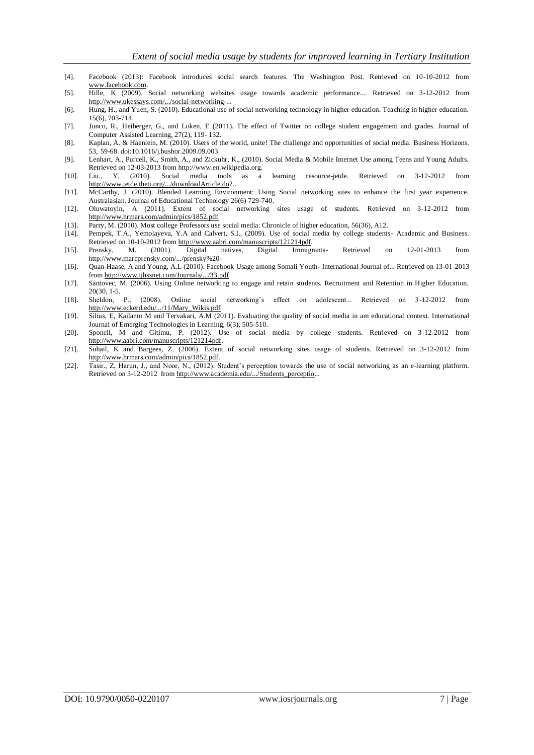[4]. Facebook (2013): Facebook introduces social search features. The Washington Post. Retrieved on 10-10-2012 from www.facebook.com.

[5]. Hille, K (2009). Social networking websites usage towards academic performance.... Retrieved on 3-12-2012 from http://www.ukessays.com/.../social-networking-...

[6]. Hung, H., and Yuen, S. (2010). Educational use of social networking technology in higher education. Teaching in higher education. 15(6), 703-714.

[7]. Junco, R., Heiberger, G., and Loken, E (2011). The effect of Twitter on college student engagement and grades. Journal of Computer Assisted Learning, 27(2), 119- 132.

[8]. Kaplan, A. & Haenlein, M. (2010). Users of the world, unite! The challenge and opportunities of social media. Business Horizons. 53, 59-68. doi:10.1016/j.bushor.2009.09.003

[9]. Lenhart, A., Purcell, K., Smith, A., and Zickuhr, K., (2010). Social Media & Mobile Internet Use among Teens and Young Adults. Retrieved on 12-03-2013 from http://www.en.wikipedia.org.

[10]. Liu., Y. (2010). Social media tools as a learning resource-jetde. Retrieved on 3-12-2012 from http://www.jetde.theti.org/.../downloadArticle.do?...

[11]. McCarthy, J. (2010). Blended Learning Environment: Using Social networking sites to enhance the first year experience. Australasian. Journal of Educational Technology 26(6) 729-740.

[12]. Oluwatoyin, A (2011). Extent of social networking sites usage of students. Retrieved on 3-12-2012 from http://www.hrmars.com/admin/pics/1852.pdf

[13]. Parry, M. (2010). Most college Professors use social media: Chronicle of higher education, 56(36), A12.

[14]. Pempek, T.A., Yemolayeva, Y.A and Calvert, S.I., (2009). Use of social media by college students- Academic and Business. Retrieved on 10-10-2012 from http://www.aabri.com/manuscripts/121214pdf.

[15]. Prensky, M. (2001). Digital natives, Digital Immigrants- Retrieved on 12-01-2013 from http://www.marcprensky.com/.../prensky%20-

[16]. Quan-Haase, A and Young, A.L (2010). Facebook Usage among Somali Youth- International Journal of... Retrieved on 13-01-2013 from http://www.ijhssnet.com/Journals/.../33.pdf

[17]. Santovec, M. (2006). Using Online networking to engage and retain students. Recruitment and Retention in Higher Education, 20(30, 1-5.

[18]. Sheldon, P., (2008). Online social networking's effect on adolescent... Retrieved on 3-12-2012 from http://www.eckerd.edu/.../11/Mary_Wikis.pdf

[19]. Silius, E, Kailanto M and Tervakari, A.M (2011). Evaluating the quality of social media in am educational context. International Journal of Emerging Technologies in Learning, 6(3), 505-510.

[20]. Sponcil, M and Gitimu, P. (2012). Use of social media by college students. Retrieved on 3-12-2012 from http://www.aabri.com/manuscripts/121214pdf.

[21]. Suhail, K and Bargees, Z. (2006). Extent of social networking sites usage of students. Retrieved on 3-12-2012 from http://www.hrmars.com/admin/pics/1852.pdf.

[22]. Tasir., Z, Harun, J., and Noor, N., (2012). Student's perception towards the use of social networking as an e-learning platform. Retrieved on 3-12-2012 from http://www.academia.edu/.../Students_perceptio...